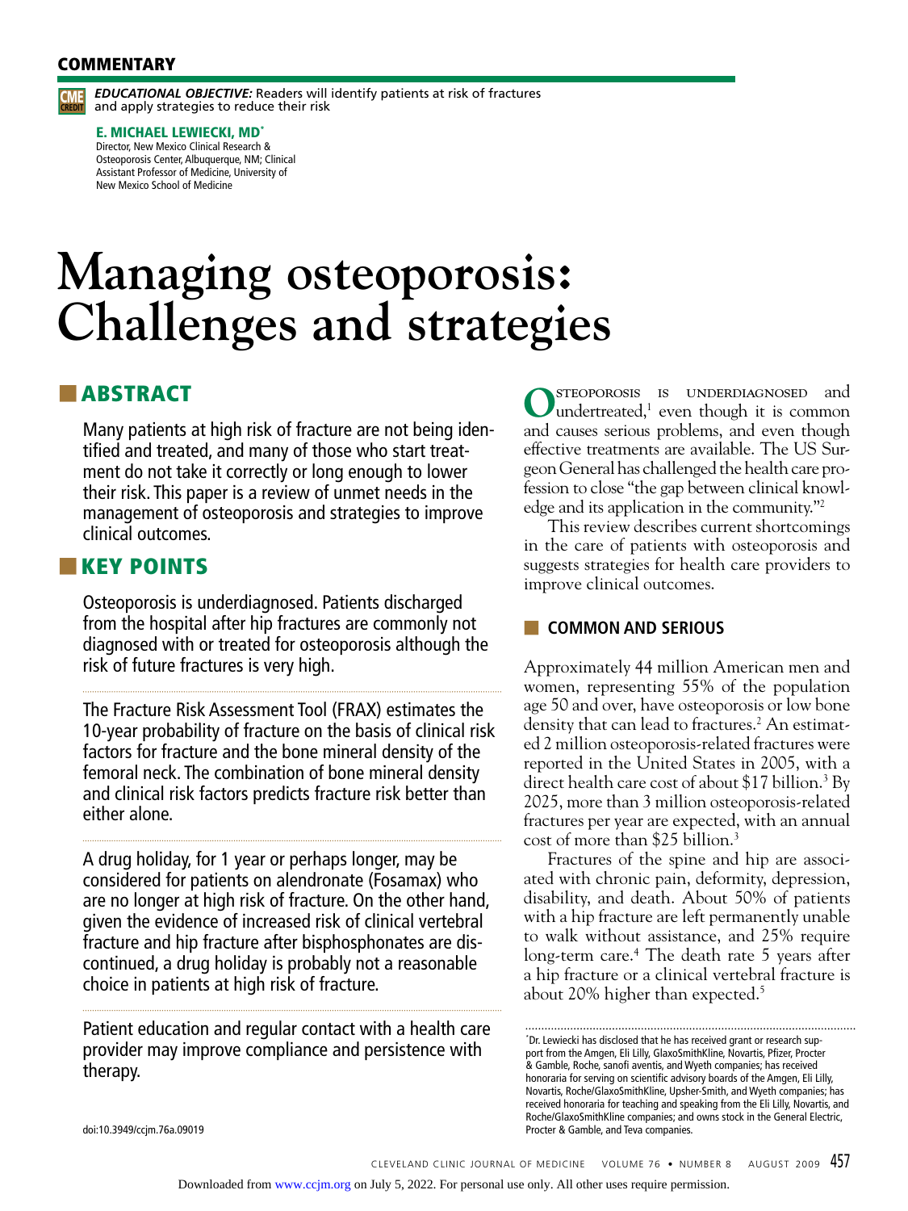COMMENTARY

CME CREDIT *EDUCATIONAL OBJECTIVE:* Readers will identify patients at risk of fractures and apply strategies to reduce their risk

**E. MICHAEL LEWIECKI, MD***
Director, New Mexico Clinical Research & Osteoporosis Center, Albuquerque, NM; Clinical Assistant Professor of Medicine, University of New Mexico School of Medicine

# Managing osteoporosis: Challenges and strategies

## ABSTRACT

Many patients at high risk of fracture are not being identified and treated, and many of those who start treatment do not take it correctly or long enough to lower their risk. This paper is a review of unmet needs in the management of osteoporosis and strategies to improve clinical outcomes.

## KEY POINTS

Osteoporosis is underdiagnosed. Patients discharged from the hospital after hip fractures are commonly not diagnosed with or treated for osteoporosis although the risk of future fractures is very high.

The Fracture Risk Assessment Tool (FRAX) estimates the 10-year probability of fracture on the basis of clinical risk factors for fracture and the bone mineral density of the femoral neck. The combination of bone mineral density and clinical risk factors predicts fracture risk better than either alone.

A drug holiday, for 1 year or perhaps longer, may be considered for patients on alendronate (Fosamax) who are no longer at high risk of fracture. On the other hand, given the evidence of increased risk of clinical vertebral fracture and hip fracture after bisphosphonates are discontinued, a drug holiday is probably not a reasonable choice in patients at high risk of fracture.

Patient education and regular contact with a health care provider may improve compliance and persistence with therapy.

doi:10.3949/ccjm.76a.09019

Osteoporosis is underdiagnosed and undertreated,[1] even though it is common and causes serious problems, and even though effective treatments are available. The US Surgeon General has challenged the health care profession to close "the gap between clinical knowledge and its application in the community."[2]

This review describes current shortcomings in the care of patients with osteoporosis and suggests strategies for health care providers to improve clinical outcomes.

## COMMON AND SERIOUS

Approximately 44 million American men and women, representing 55% of the population age 50 and over, have osteoporosis or low bone density that can lead to fractures.[2] An estimated 2 million osteoporosis-related fractures were reported in the United States in 2005, with a direct health care cost of about $17 billion.[3] By 2025, more than 3 million osteoporosis-related fractures per year are expected, with an annual cost of more than $25 billion.[3]

Fractures of the spine and hip are associated with chronic pain, deformity, depression, disability, and death. About 50% of patients with a hip fracture are left permanently unable to walk without assistance, and 25% require long-term care.[4] The death rate 5 years after a hip fracture or a clinical vertebral fracture is about 20% higher than expected.[5]

*Dr. Lewiecki has disclosed that he has received grant or research support from the Amgen, Eli Lilly, GlaxoSmithKline, Novartis, Pfizer, Procter & Gamble, Roche, sanofi aventis, and Wyeth companies; has received honoraria for serving on scientific advisory boards of the Amgen, Eli Lilly, Novartis, Roche/GlaxoSmithKline, Upsher-Smith, and Wyeth companies; has received honoraria for teaching and speaking from the Eli Lilly, Novartis, and Roche/GlaxoSmithKline companies; and owns stock in the General Electric, Procter & Gamble, and Teva companies.

Downloaded from www.ccjm.org on July 5, 2022. For personal use only. All other uses require permission.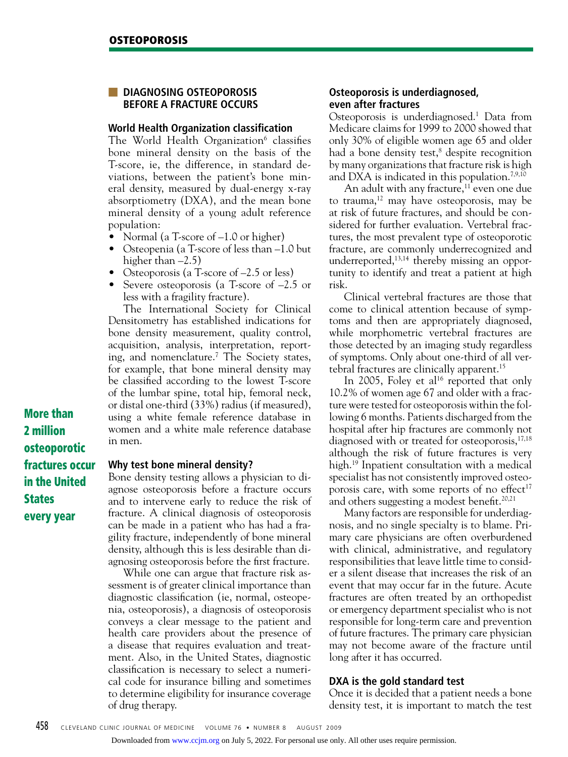## DIAGNOSING OSTEOPOROSIS BEFORE A FRACTURE OCCURS

### World Health Organization classification

The World Health Organization[6] classifies bone mineral density on the basis of the T-score, ie, the difference, in standard deviations, between the patient's bone mineral density, measured by dual-energy x-ray absorptiometry (DXA), and the mean bone mineral density of a young adult reference population:

- Normal (a T-score of –1.0 or higher)
- Osteopenia (a T-score of less than –1.0 but higher than –2.5)
- Osteoporosis (a T-score of –2.5 or less)
- Severe osteoporosis (a T-score of –2.5 or less with a fragility fracture).

The International Society for Clinical Densitometry has established indications for bone density measurement, quality control, acquisition, analysis, interpretation, reporting, and nomenclature.[7] The Society states, for example, that bone mineral density may be classified according to the lowest T-score of the lumbar spine, total hip, femoral neck, or distal one-third (33%) radius (if measured), using a white female reference database in women and a white male reference database in men.

**More than 2 million osteoporotic fractures occur in the United States every year**

### Why test bone mineral density?

Bone density testing allows a physician to diagnose osteoporosis before a fracture occurs and to intervene early to reduce the risk of fracture. A clinical diagnosis of osteoporosis can be made in a patient who has had a fragility fracture, independently of bone mineral density, although this is less desirable than diagnosing osteoporosis before the first fracture.

While one can argue that fracture risk assessment is of greater clinical importance than diagnostic classification (ie, normal, osteopenia, osteoporosis), a diagnosis of osteoporosis conveys a clear message to the patient and health care providers about the presence of a disease that requires evaluation and treatment. Also, in the United States, diagnostic classification is necessary to select a numerical code for insurance billing and sometimes to determine eligibility for insurance coverage of drug therapy.

### Osteoporosis is underdiagnosed, even after fractures

Osteoporosis is underdiagnosed.[1] Data from Medicare claims for 1999 to 2000 showed that only 30% of eligible women age 65 and older had a bone density test,[8] despite recognition by many organizations that fracture risk is high and DXA is indicated in this population.[7,9,10]

An adult with any fracture,[11] even one due to trauma,[12] may have osteoporosis, may be at risk of future fractures, and should be considered for further evaluation. Vertebral fractures, the most prevalent type of osteoporotic fracture, are commonly underrecognized and underreported,[13,14] thereby missing an opportunity to identify and treat a patient at high risk.

Clinical vertebral fractures are those that come to clinical attention because of symptoms and then are appropriately diagnosed, while morphometric vertebral fractures are those detected by an imaging study regardless of symptoms. Only about one-third of all vertebral fractures are clinically apparent.[15]

In 2005, Foley et al[16] reported that only 10.2% of women age 67 and older with a fracture were tested for osteoporosis within the following 6 months. Patients discharged from the hospital after hip fractures are commonly not diagnosed with or treated for osteoporosis,[17,18] although the risk of future fractures is very high.[19] Inpatient consultation with a medical specialist has not consistently improved osteoporosis care, with some reports of no effect[17] and others suggesting a modest benefit.[20,21]

Many factors are responsible for underdiagnosis, and no single specialty is to blame. Primary care physicians are often overburdened with clinical, administrative, and regulatory responsibilities that leave little time to consider a silent disease that increases the risk of an event that may occur far in the future. Acute fractures are often treated by an orthopedist or emergency department specialist who is not responsible for long-term care and prevention of future fractures. The primary care physician may not become aware of the fracture until long after it has occurred.

### DXA is the gold standard test

Once it is decided that a patient needs a bone density test, it is important to match the test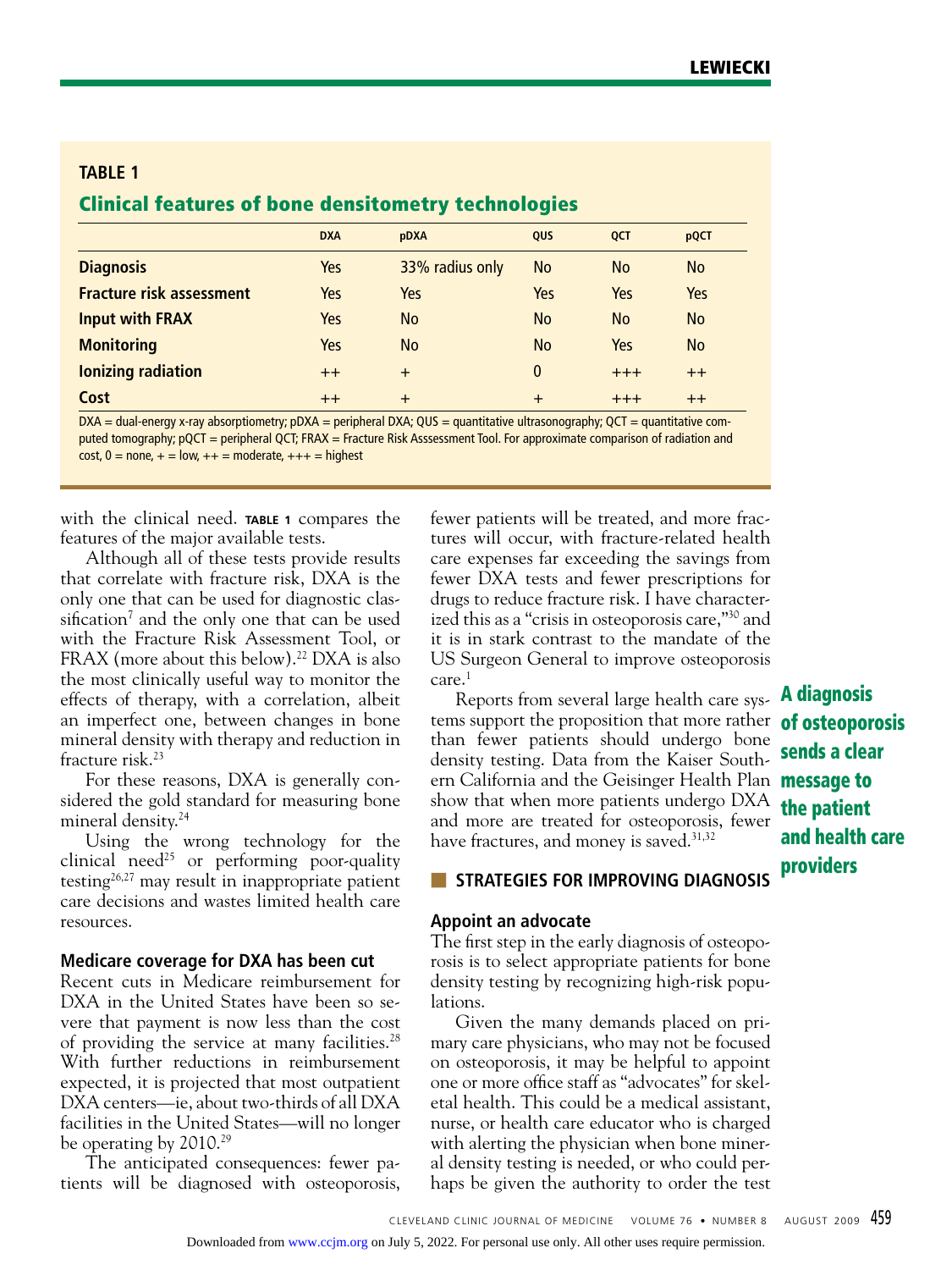**TABLE 1**

## Clinical features of bone densitometry technologies

| | DXA | pDXA | QUS | QCT | pQCT |
|---|---|---|---|---|---|
| **Diagnosis** | Yes | 33% radius only | No | No | No |
| **Fracture risk assessment** | Yes | Yes | Yes | Yes | Yes |
| **Input with FRAX** | Yes | No | No | No | No |
| **Monitoring** | Yes | No | No | Yes | No |
| **Ionizing radiation** | ++ | + | 0 | +++ | ++ |
| **Cost** | ++ | + | + | +++ | ++ |

DXA = dual-energy x-ray absorptiometry; pDXA = peripheral DXA; QUS = quantitative ultrasonography; QCT = quantitative computed tomography; pQCT = peripheral QCT; FRAX = Fracture Risk Asssessment Tool. For approximate comparison of radiation and cost, 0 = none, + = low, ++ = moderate, +++ = highest

with the clinical need. **TABLE 1** compares the features of the major available tests.

Although all of these tests provide results that correlate with fracture risk, DXA is the only one that can be used for diagnostic classification[7] and the only one that can be used with the Fracture Risk Assessment Tool, or FRAX (more about this below).[22] DXA is also the most clinically useful way to monitor the effects of therapy, with a correlation, albeit an imperfect one, between changes in bone mineral density with therapy and reduction in fracture risk.[23]

For these reasons, DXA is generally considered the gold standard for measuring bone mineral density.[24]

Using the wrong technology for the clinical need[25] or performing poor-quality testing[26,27] may result in inappropriate patient care decisions and wastes limited health care resources.

### Medicare coverage for DXA has been cut

Recent cuts in Medicare reimbursement for DXA in the United States have been so severe that payment is now less than the cost of providing the service at many facilities.[28] With further reductions in reimbursement expected, it is projected that most outpatient DXA centers—ie, about two-thirds of all DXA facilities in the United States—will no longer be operating by 2010.[29]

The anticipated consequences: fewer patients will be diagnosed with osteoporosis, fewer patients will be treated, and more fractures will occur, with fracture-related health care expenses far exceeding the savings from fewer DXA tests and fewer prescriptions for drugs to reduce fracture risk. I have characterized this as a "crisis in osteoporosis care,"[30] and it is in stark contrast to the mandate of the US Surgeon General to improve osteoporosis care.[1]

Reports from several large health care systems support the proposition that more rather than fewer patients should undergo bone density testing. Data from the Kaiser Southern California and the Geisinger Health Plan show that when more patients undergo DXA and more are treated for osteoporosis, fewer have fractures, and money is saved.[31,32]

**A diagnosis of osteoporosis sends a clear message to the patient and health care providers**

## STRATEGIES FOR IMPROVING DIAGNOSIS

### Appoint an advocate

The first step in the early diagnosis of osteoporosis is to select appropriate patients for bone density testing by recognizing high-risk populations.

Given the many demands placed on primary care physicians, who may not be focused on osteoporosis, it may be helpful to appoint one or more office staff as "advocates" for skeletal health. This could be a medical assistant, nurse, or health care educator who is charged with alerting the physician when bone mineral density testing is needed, or who could perhaps be given the authority to order the test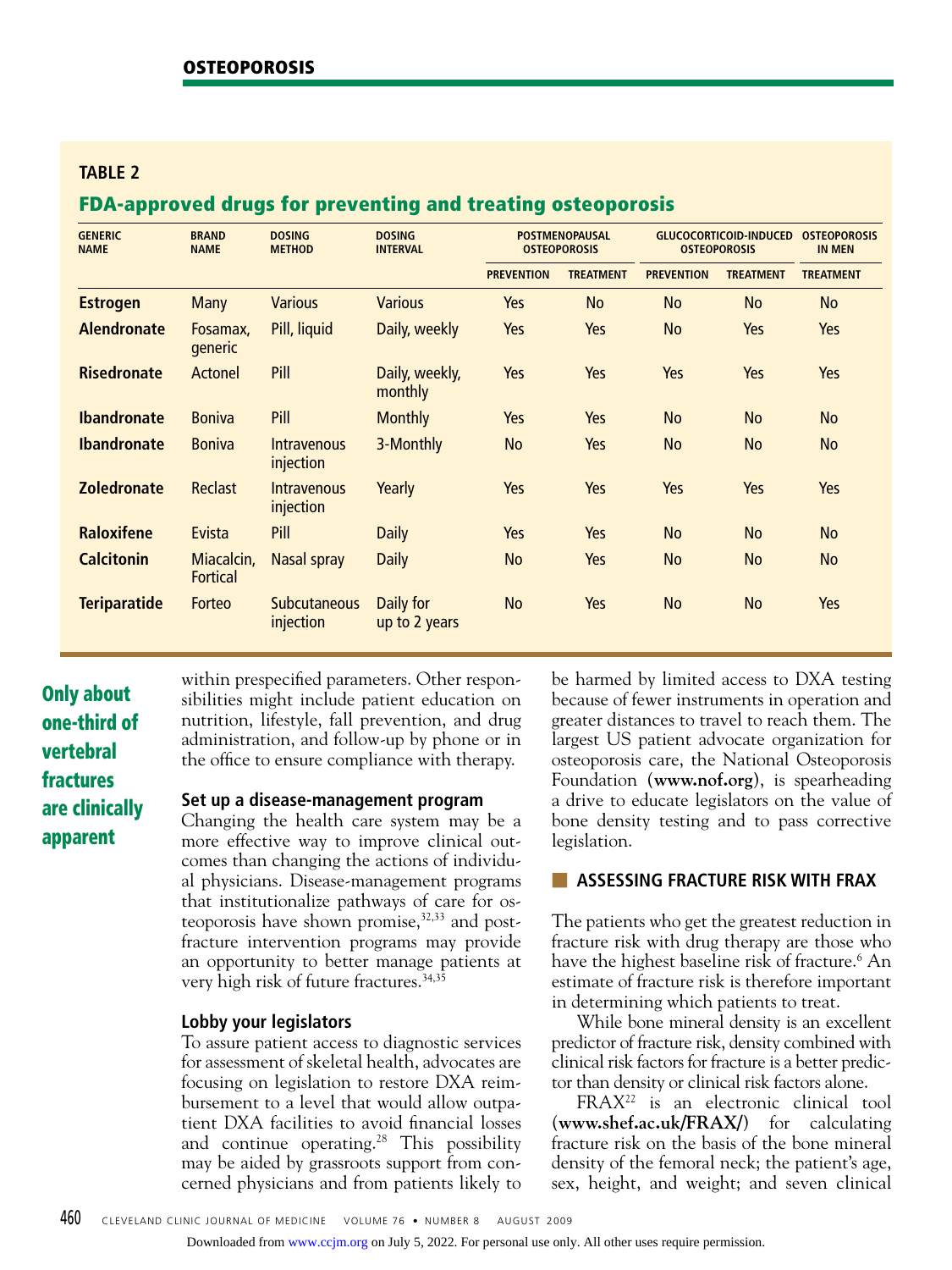**TABLE 2**

## FDA-approved drugs for preventing and treating osteoporosis

| GENERIC NAME | BRAND NAME | DOSING METHOD | DOSING INTERVAL | POSTMENOPAUSAL OSTEOPOROSIS | | GLUCOCORTICOID-INDUCED OSTEOPOROSIS | | OSTEOPOROSIS IN MEN |
|---|---|---|---|---|---|---|---|---|
| | | | | PREVENTION | TREATMENT | PREVENTION | TREATMENT | TREATMENT |
| **Estrogen** | Many | Various | Various | Yes | No | No | No | No |
| **Alendronate** | Fosamax, generic | Pill, liquid | Daily, weekly | Yes | Yes | No | Yes | Yes |
| **Risedronate** | Actonel | Pill | Daily, weekly, monthly | Yes | Yes | Yes | Yes | Yes |
| **Ibandronate** | Boniva | Pill | Monthly | Yes | Yes | No | No | No |
| **Ibandronate** | Boniva | Intravenous injection | 3-Monthly | No | Yes | No | No | No |
| **Zoledronate** | Reclast | Intravenous injection | Yearly | Yes | Yes | Yes | Yes | Yes |
| **Raloxifene** | Evista | Pill | Daily | Yes | Yes | No | No | No |
| **Calcitonin** | Miacalcin, Fortical | Nasal spray | Daily | No | Yes | No | No | No |
| **Teriparatide** | Forteo | Subcutaneous injection | Daily for up to 2 years | No | Yes | No | No | Yes |

**Only about one-third of vertebral fractures are clinically apparent**

within prespecified parameters. Other responsibilities might include patient education on nutrition, lifestyle, fall prevention, and drug administration, and follow-up by phone or in the office to ensure compliance with therapy.

### Set up a disease-management program

Changing the health care system may be a more effective way to improve clinical outcomes than changing the actions of individual physicians. Disease-management programs that institutionalize pathways of care for osteoporosis have shown promise,[32,33] and post-fracture intervention programs may provide an opportunity to better manage patients at very high risk of future fractures.[34,35]

### Lobby your legislators

To assure patient access to diagnostic services for assessment of skeletal health, advocates are focusing on legislation to restore DXA reimbursement to a level that would allow outpatient DXA facilities to avoid financial losses and continue operating.[28] This possibility may be aided by grassroots support from concerned physicians and from patients likely to be harmed by limited access to DXA testing because of fewer instruments in operation and greater distances to travel to reach them. The largest US patient advocate organization for osteoporosis care, the National Osteoporosis Foundation (**www.nof.org**), is spearheading a drive to educate legislators on the value of bone density testing and to pass corrective legislation.

## ASSESSING FRACTURE RISK WITH FRAX

The patients who get the greatest reduction in fracture risk with drug therapy are those who have the highest baseline risk of fracture.[6] An estimate of fracture risk is therefore important in determining which patients to treat.

While bone mineral density is an excellent predictor of fracture risk, density combined with clinical risk factors for fracture is a better predictor than density or clinical risk factors alone.

FRAX[22] is an electronic clinical tool (**www.shef.ac.uk/FRAX/**) for calculating fracture risk on the basis of the bone mineral density of the femoral neck; the patient's age, sex, height, and weight; and seven clinical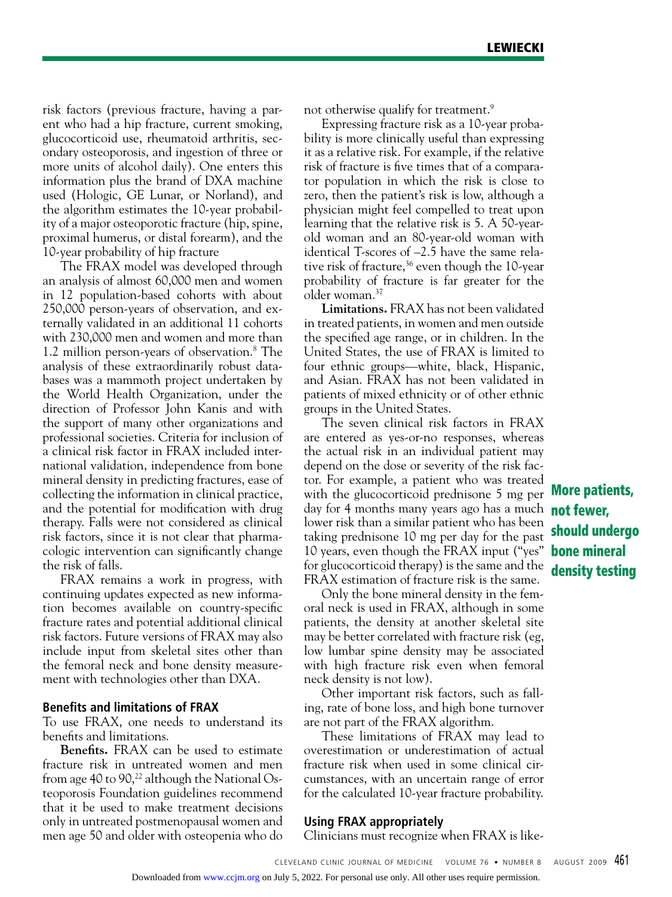risk factors (previous fracture, having a parent who had a hip fracture, current smoking, glucocorticoid use, rheumatoid arthritis, secondary osteoporosis, and ingestion of three or more units of alcohol daily). One enters this information plus the brand of DXA machine used (Hologic, GE Lunar, or Norland), and the algorithm estimates the 10-year probability of a major osteoporotic fracture (hip, spine, proximal humerus, or distal forearm), and the 10-year probability of hip fracture

The FRAX model was developed through an analysis of almost 60,000 men and women in 12 population-based cohorts with about 250,000 person-years of observation, and externally validated in an additional 11 cohorts with 230,000 men and women and more than 1.2 million person-years of observation.[8] The analysis of these extraordinarily robust databases was a mammoth project undertaken by the World Health Organization, under the direction of Professor John Kanis and with the support of many other organizations and professional societies. Criteria for inclusion of a clinical risk factor in FRAX included international validation, independence from bone mineral density in predicting fractures, ease of collecting the information in clinical practice, and the potential for modification with drug therapy. Falls were not considered as clinical risk factors, since it is not clear that pharmacologic intervention can significantly change the risk of falls.

FRAX remains a work in progress, with continuing updates expected as new information becomes available on country-specific fracture rates and potential additional clinical risk factors. Future versions of FRAX may also include input from skeletal sites other than the femoral neck and bone density measurement with technologies other than DXA.

### Benefits and limitations of FRAX

To use FRAX, one needs to understand its benefits and limitations.

**Benefits.** FRAX can be used to estimate fracture risk in untreated women and men from age 40 to 90,[22] although the National Osteoporosis Foundation guidelines recommend that it be used to make treatment decisions only in untreated postmenopausal women and men age 50 and older with osteopenia who do not otherwise qualify for treatment.[9]

Expressing fracture risk as a 10-year probability is more clinically useful than expressing it as a relative risk. For example, if the relative risk of fracture is five times that of a comparator population in which the risk is close to zero, then the patient's risk is low, although a physician might feel compelled to treat upon learning that the relative risk is 5. A 50-year-old woman and an 80-year-old woman with identical T-scores of –2.5 have the same relative risk of fracture,[36] even though the 10-year probability of fracture is far greater for the older woman.[37]

**Limitations.** FRAX has not been validated in treated patients, in women and men outside the specified age range, or in children. In the United States, the use of FRAX is limited to four ethnic groups—white, black, Hispanic, and Asian. FRAX has not been validated in patients of mixed ethnicity or of other ethnic groups in the United States.

The seven clinical risk factors in FRAX are entered as yes-or-no responses, whereas the actual risk in an individual patient may depend on the dose or severity of the risk factor. For example, a patient who was treated with the glucocorticoid prednisone 5 mg per day for 4 months many years ago has a much lower risk than a similar patient who has been taking prednisone 10 mg per day for the past 10 years, even though the FRAX input ("yes" for glucocorticoid therapy) is the same and the FRAX estimation of fracture risk is the same.

**More patients, not fewer, should undergo bone mineral density testing**

Only the bone mineral density in the femoral neck is used in FRAX, although in some patients, the density at another skeletal site may be better correlated with fracture risk (eg, low lumbar spine density may be associated with high fracture risk even when femoral neck density is not low).

Other important risk factors, such as falling, rate of bone loss, and high bone turnover are not part of the FRAX algorithm.

These limitations of FRAX may lead to overestimation or underestimation of actual fracture risk when used in some clinical circumstances, with an uncertain range of error for the calculated 10-year fracture probability.

### Using FRAX appropriately

Clinicians must recognize when FRAX is like-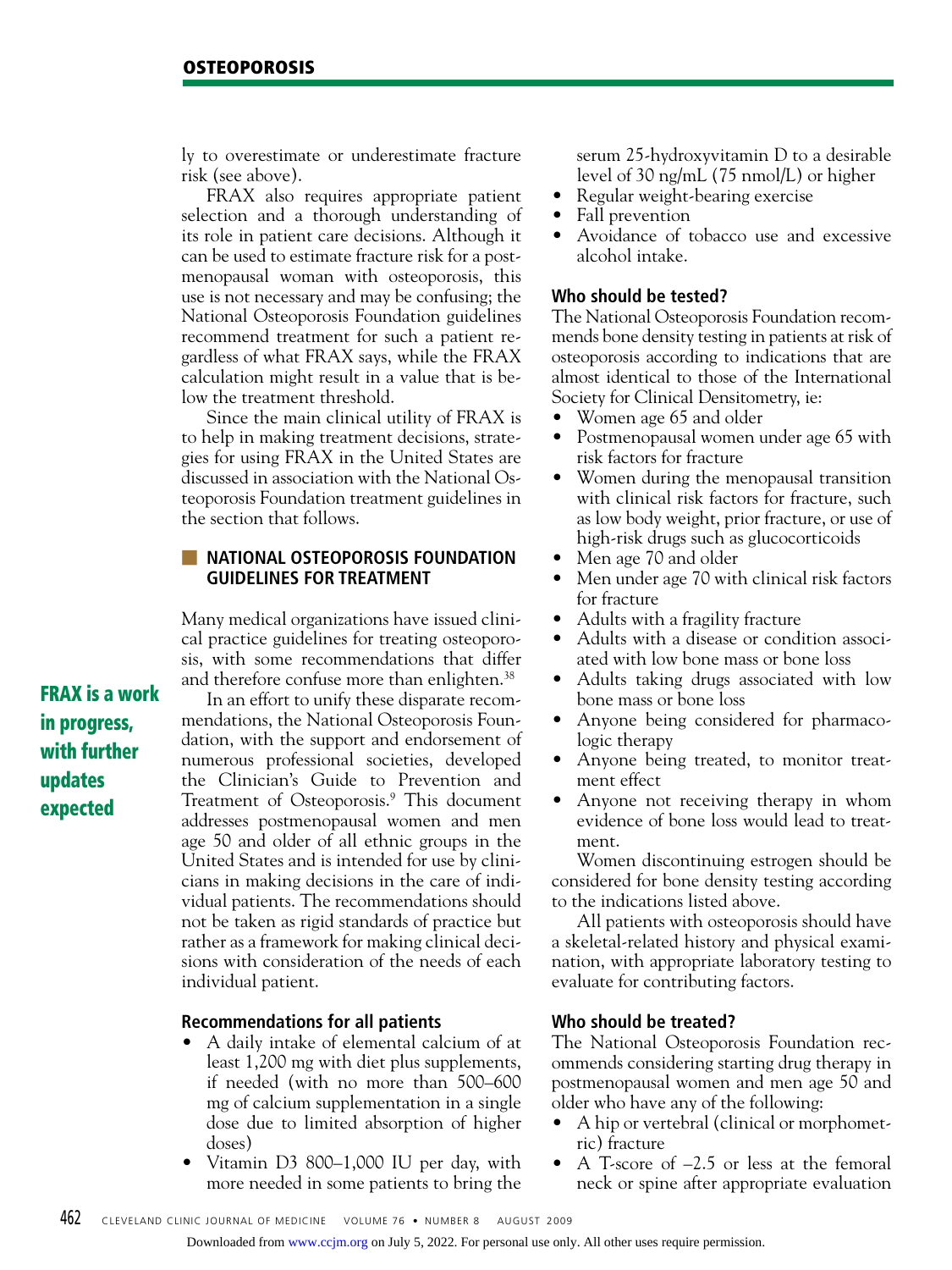ly to overestimate or underestimate fracture risk (see above).

FRAX also requires appropriate patient selection and a thorough understanding of its role in patient care decisions. Although it can be used to estimate fracture risk for a postmenopausal woman with osteoporosis, this use is not necessary and may be confusing; the National Osteoporosis Foundation guidelines recommend treatment for such a patient regardless of what FRAX says, while the FRAX calculation might result in a value that is below the treatment threshold.

Since the main clinical utility of FRAX is to help in making treatment decisions, strategies for using FRAX in the United States are discussed in association with the National Osteoporosis Foundation treatment guidelines in the section that follows.

## NATIONAL OSTEOPOROSIS FOUNDATION GUIDELINES FOR TREATMENT

Many medical organizations have issued clinical practice guidelines for treating osteoporosis, with some recommendations that differ and therefore confuse more than enlighten.[38]

**FRAX is a work in progress, with further updates expected**

In an effort to unify these disparate recommendations, the National Osteoporosis Foundation, with the support and endorsement of numerous professional societies, developed the Clinician's Guide to Prevention and Treatment of Osteoporosis.[9] This document addresses postmenopausal women and men age 50 and older of all ethnic groups in the United States and is intended for use by clinicians in making decisions in the care of individual patients. The recommendations should not be taken as rigid standards of practice but rather as a framework for making clinical decisions with consideration of the needs of each individual patient.

### Recommendations for all patients

- A daily intake of elemental calcium of at least 1,200 mg with diet plus supplements, if needed (with no more than 500–600 mg of calcium supplementation in a single dose due to limited absorption of higher doses)
- Vitamin D3 800–1,000 IU per day, with more needed in some patients to bring the serum 25-hydroxyvitamin D to a desirable level of 30 ng/mL (75 nmol/L) or higher
- Regular weight-bearing exercise
- Fall prevention
- Avoidance of tobacco use and excessive alcohol intake.

### Who should be tested?

The National Osteoporosis Foundation recommends bone density testing in patients at risk of osteoporosis according to indications that are almost identical to those of the International Society for Clinical Densitometry, ie:

- Women age 65 and older
- Postmenopausal women under age 65 with risk factors for fracture
- Women during the menopausal transition with clinical risk factors for fracture, such as low body weight, prior fracture, or use of high-risk drugs such as glucocorticoids
- Men age 70 and older
- Men under age 70 with clinical risk factors for fracture
- Adults with a fragility fracture
- Adults with a disease or condition associated with low bone mass or bone loss
- Adults taking drugs associated with low bone mass or bone loss
- Anyone being considered for pharmacologic therapy
- Anyone being treated, to monitor treatment effect
- Anyone not receiving therapy in whom evidence of bone loss would lead to treatment.

Women discontinuing estrogen should be considered for bone density testing according to the indications listed above.

All patients with osteoporosis should have a skeletal-related history and physical examination, with appropriate laboratory testing to evaluate for contributing factors.

### Who should be treated?

The National Osteoporosis Foundation recommends considering starting drug therapy in postmenopausal women and men age 50 and older who have any of the following:

- A hip or vertebral (clinical or morphometric) fracture
- A T-score of –2.5 or less at the femoral neck or spine after appropriate evaluation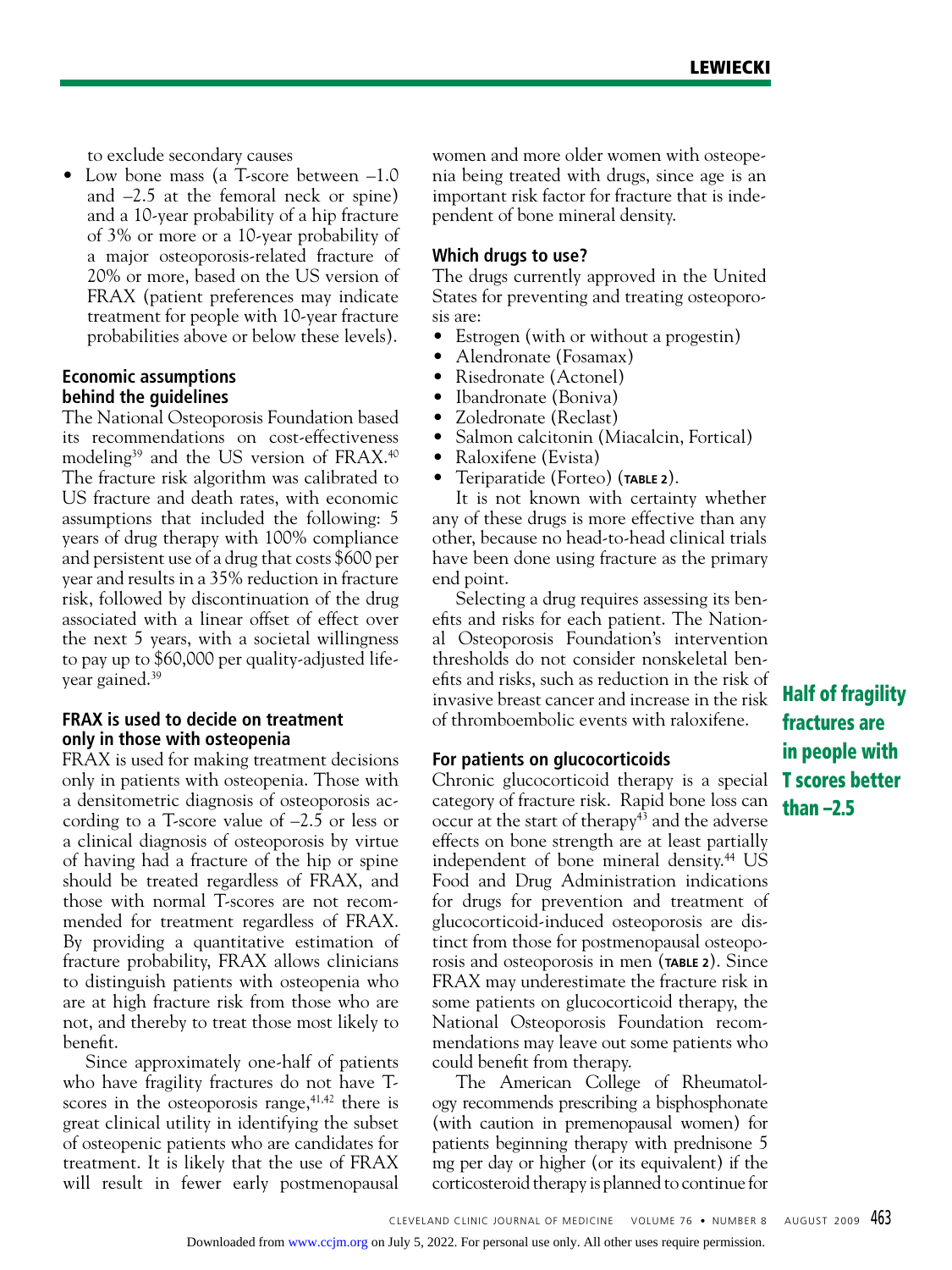to exclude secondary causes

- Low bone mass (a T-score between –1.0 and –2.5 at the femoral neck or spine) and a 10-year probability of a hip fracture of 3% or more or a 10-year probability of a major osteoporosis-related fracture of 20% or more, based on the US version of FRAX (patient preferences may indicate treatment for people with 10-year fracture probabilities above or below these levels).

### Economic assumptions behind the guidelines

The National Osteoporosis Foundation based its recommendations on cost-effectiveness modeling[39] and the US version of FRAX.[40] The fracture risk algorithm was calibrated to US fracture and death rates, with economic assumptions that included the following: 5 years of drug therapy with 100% compliance and persistent use of a drug that costs $600 per year and results in a 35% reduction in fracture risk, followed by discontinuation of the drug associated with a linear offset of effect over the next 5 years, with a societal willingness to pay up to $60,000 per quality-adjusted life-year gained.[39]

### FRAX is used to decide on treatment only in those with osteopenia

FRAX is used for making treatment decisions only in patients with osteopenia. Those with a densitometric diagnosis of osteoporosis according to a T-score value of –2.5 or less or a clinical diagnosis of osteoporosis by virtue of having had a fracture of the hip or spine should be treated regardless of FRAX, and those with normal T-scores are not recommended for treatment regardless of FRAX. By providing a quantitative estimation of fracture probability, FRAX allows clinicians to distinguish patients with osteopenia who are at high fracture risk from those who are not, and thereby to treat those most likely to benefit.

Since approximately one-half of patients who have fragility fractures do not have T-scores in the osteoporosis range,[41,42] there is great clinical utility in identifying the subset of osteopenic patients who are candidates for treatment. It is likely that the use of FRAX will result in fewer early postmenopausal women and more older women with osteopenia being treated with drugs, since age is an important risk factor for fracture that is independent of bone mineral density.

### Which drugs to use?

The drugs currently approved in the United States for preventing and treating osteoporosis are:

- Estrogen (with or without a progestin)
- Alendronate (Fosamax)
- Risedronate (Actonel)
- Ibandronate (Boniva)
- Zoledronate (Reclast)
- Salmon calcitonin (Miacalcin, Fortical)
- Raloxifene (Evista)
- Teriparatide (Forteo) (**TABLE 2**).

It is not known with certainty whether any of these drugs is more effective than any other, because no head-to-head clinical trials have been done using fracture as the primary end point.

Selecting a drug requires assessing its benefits and risks for each patient. The National Osteoporosis Foundation's intervention thresholds do not consider nonskeletal benefits and risks, such as reduction in the risk of invasive breast cancer and increase in the risk of thromboembolic events with raloxifene.

**Half of fragility fractures are in people with T scores better than –2.5**

### For patients on glucocorticoids

Chronic glucocorticoid therapy is a special category of fracture risk. Rapid bone loss can occur at the start of therapy[43] and the adverse effects on bone strength are at least partially independent of bone mineral density.[44] US Food and Drug Administration indications for drugs for prevention and treatment of glucocorticoid-induced osteoporosis are distinct from those for postmenopausal osteoporosis and osteoporosis in men (**TABLE 2**). Since FRAX may underestimate the fracture risk in some patients on glucocorticoid therapy, the National Osteoporosis Foundation recommendations may leave out some patients who could benefit from therapy.

The American College of Rheumatology recommends prescribing a bisphosphonate (with caution in premenopausal women) for patients beginning therapy with prednisone 5 mg per day or higher (or its equivalent) if the corticosteroid therapy is planned to continue for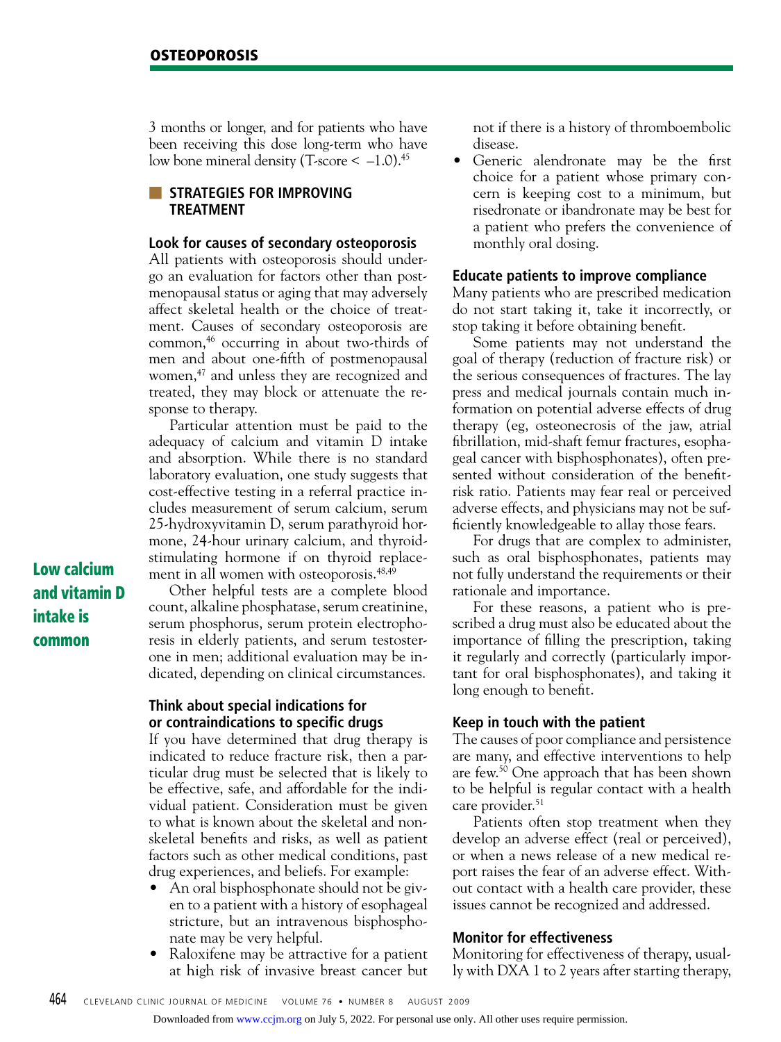3 months or longer, and for patients who have been receiving this dose long-term who have low bone mineral density (T-score < –1.0).[45]

## STRATEGIES FOR IMPROVING TREATMENT

### Look for causes of secondary osteoporosis

All patients with osteoporosis should undergo an evaluation for factors other than postmenopausal status or aging that may adversely affect skeletal health or the choice of treatment. Causes of secondary osteoporosis are common,[46] occurring in about two-thirds of men and about one-fifth of postmenopausal women,[47] and unless they are recognized and treated, they may block or attenuate the response to therapy.

Particular attention must be paid to the adequacy of calcium and vitamin D intake and absorption. While there is no standard laboratory evaluation, one study suggests that cost-effective testing in a referral practice includes measurement of serum calcium, serum 25-hydroxyvitamin D, serum parathyroid hormone, 24-hour urinary calcium, and thyroid-stimulating hormone if on thyroid replacement in all women with osteoporosis.[48,49]

**Low calcium and vitamin D intake is common**

Other helpful tests are a complete blood count, alkaline phosphatase, serum creatinine, serum phosphorus, serum protein electrophoresis in elderly patients, and serum testosterone in men; additional evaluation may be indicated, depending on clinical circumstances.

### Think about special indications for or contraindications to specific drugs

If you have determined that drug therapy is indicated to reduce fracture risk, then a particular drug must be selected that is likely to be effective, safe, and affordable for the individual patient. Consideration must be given to what is known about the skeletal and nonskeletal benefits and risks, as well as patient factors such as other medical conditions, past drug experiences, and beliefs. For example:

- An oral bisphosphonate should not be given to a patient with a history of esophageal stricture, but an intravenous bisphosphonate may be very helpful.
- Raloxifene may be attractive for a patient at high risk of invasive breast cancer but not if there is a history of thromboembolic disease.
- Generic alendronate may be the first choice for a patient whose primary concern is keeping cost to a minimum, but risedronate or ibandronate may be best for a patient who prefers the convenience of monthly oral dosing.

### Educate patients to improve compliance

Many patients who are prescribed medication do not start taking it, take it incorrectly, or stop taking it before obtaining benefit.

Some patients may not understand the goal of therapy (reduction of fracture risk) or the serious consequences of fractures. The lay press and medical journals contain much information on potential adverse effects of drug therapy (eg, osteonecrosis of the jaw, atrial fibrillation, mid-shaft femur fractures, esophageal cancer with bisphosphonates), often presented without consideration of the benefit-risk ratio. Patients may fear real or perceived adverse effects, and physicians may not be sufficiently knowledgeable to allay those fears.

For drugs that are complex to administer, such as oral bisphosphonates, patients may not fully understand the requirements or their rationale and importance.

For these reasons, a patient who is prescribed a drug must also be educated about the importance of filling the prescription, taking it regularly and correctly (particularly important for oral bisphosphonates), and taking it long enough to benefit.

### Keep in touch with the patient

The causes of poor compliance and persistence are many, and effective interventions to help are few.[50] One approach that has been shown to be helpful is regular contact with a health care provider.[51]

Patients often stop treatment when they develop an adverse effect (real or perceived), or when a news release of a new medical report raises the fear of an adverse effect. Without contact with a health care provider, these issues cannot be recognized and addressed.

### Monitor for effectiveness

Monitoring for effectiveness of therapy, usually with DXA 1 to 2 years after starting therapy,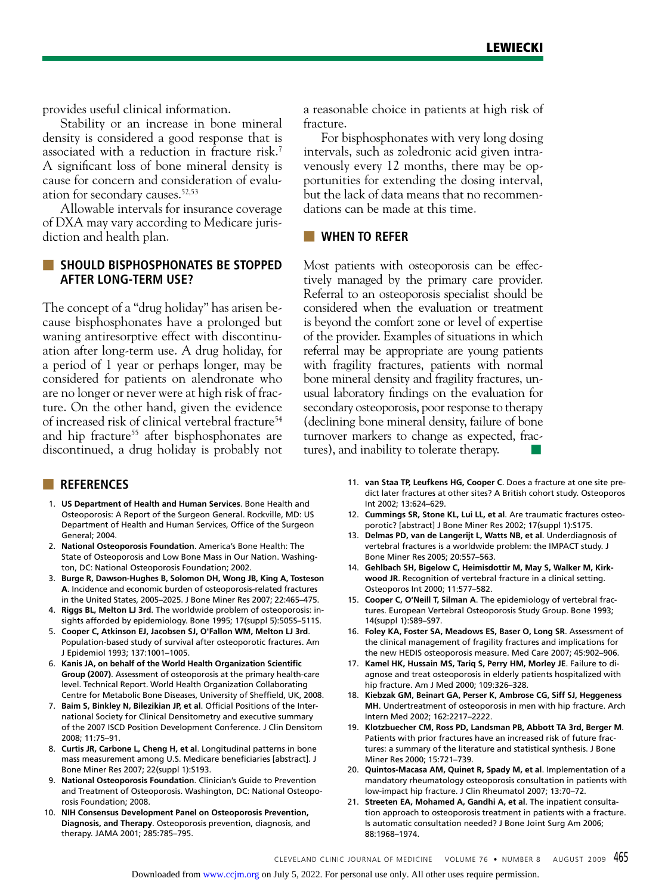provides useful clinical information.

Stability or an increase in bone mineral density is considered a good response that is associated with a reduction in fracture risk.[7] A significant loss of bone mineral density is cause for concern and consideration of evaluation for secondary causes.[52,53]

Allowable intervals for insurance coverage of DXA may vary according to Medicare jurisdiction and health plan.

## SHOULD BISPHOSPHONATES BE STOPPED AFTER LONG-TERM USE?

The concept of a "drug holiday" has arisen because bisphosphonates have a prolonged but waning antiresorptive effect with discontinuation after long-term use. A drug holiday, for a period of 1 year or perhaps longer, may be considered for patients on alendronate who are no longer or never were at high risk of fracture. On the other hand, given the evidence of increased risk of clinical vertebral fracture[54] and hip fracture[55] after bisphosphonates are discontinued, a drug holiday is probably not a reasonable choice in patients at high risk of fracture.

For bisphosphonates with very long dosing intervals, such as zoledronic acid given intravenously every 12 months, there may be opportunities for extending the dosing interval, but the lack of data means that no recommendations can be made at this time.

## WHEN TO REFER

Most patients with osteoporosis can be effectively managed by the primary care provider. Referral to an osteoporosis specialist should be considered when the evaluation or treatment is beyond the comfort zone or level of expertise of the provider. Examples of situations in which referral may be appropriate are young patients with fragility fractures, patients with normal bone mineral density and fragility fractures, unusual laboratory findings on the evaluation for secondary osteoporosis, poor response to therapy (declining bone mineral density, failure of bone turnover markers to change as expected, fractures), and inability to tolerate therapy.

## REFERENCES

1. **US Department of Health and Human Services**. Bone Health and Osteoporosis: A Report of the Surgeon General. Rockville, MD: US Department of Health and Human Services, Office of the Surgeon General; 2004.
2. **National Osteoporosis Foundation**. America's Bone Health: The State of Osteoporosis and Low Bone Mass in Our Nation. Washington, DC: National Osteoporosis Foundation; 2002.
3. **Burge R, Dawson-Hughes B, Solomon DH, Wong JB, King A, Tosteson A**. Incidence and economic burden of osteoporosis-related fractures in the United States, 2005–2025. J Bone Miner Res 2007; 22:465–475.
4. **Riggs BL, Melton LJ 3rd**. The worldwide problem of osteoporosis: insights afforded by epidemiology. Bone 1995; 17(suppl 5):505S–511S.
5. **Cooper C, Atkinson EJ, Jacobsen SJ, O'Fallon WM, Melton LJ 3rd**. Population-based study of survival after osteoporotic fractures. Am J Epidemiol 1993; 137:1001–1005.
6. **Kanis JA, on behalf of the World Health Organization Scientific Group (2007)**. Assessment of osteoporosis at the primary health-care level. Technical Report. World Health Organization Collaborating Centre for Metabolic Bone Diseases, University of Sheffield, UK, 2008.
7. **Baim S, Binkley N, Bilezikian JP, et al**. Official Positions of the International Society for Clinical Densitometry and executive summary of the 2007 ISCD Position Development Conference. J Clin Densitom 2008; 11:75–91.
8. **Curtis JR, Carbone L, Cheng H, et al**. Longitudinal patterns in bone mass measurement among U.S. Medicare beneficiaries [abstract]. J Bone Miner Res 2007; 22(suppl 1):S193.
9. **National Osteoporosis Foundation**. Clinician's Guide to Prevention and Treatment of Osteoporosis. Washington, DC: National Osteoporosis Foundation; 2008.
10. **NIH Consensus Development Panel on Osteoporosis Prevention, Diagnosis, and Therapy**. Osteoporosis prevention, diagnosis, and therapy. JAMA 2001; 285:785–795.
11. **van Staa TP, Leufkens HG, Cooper C**. Does a fracture at one site predict later fractures at other sites? A British cohort study. Osteoporos Int 2002; 13:624–629.
12. **Cummings SR, Stone KL, Lui LL, et al**. Are traumatic fractures osteoporotic? [abstract] J Bone Miner Res 2002; 17(suppl 1):S175.
13. **Delmas PD, van de Langerijt L, Watts NB, et al**. Underdiagnosis of vertebral fractures is a worldwide problem: the IMPACT study. J Bone Miner Res 2005; 20:557–563.
14. **Gehlbach SH, Bigelow C, Heimisdottir M, May S, Walker M, Kirkwood JR**. Recognition of vertebral fracture in a clinical setting. Osteoporos Int 2000; 11:577–582.
15. **Cooper C, O'Neill T, Silman A**. The epidemiology of vertebral fractures. European Vertebral Osteoporosis Study Group. Bone 1993; 14(suppl 1):S89–S97.
16. **Foley KA, Foster SA, Meadows ES, Baser O, Long SR**. Assessment of the clinical management of fragility fractures and implications for the new HEDIS osteoporosis measure. Med Care 2007; 45:902–906.
17. **Kamel HK, Hussain MS, Tariq S, Perry HM, Morley JE**. Failure to diagnose and treat osteoporosis in elderly patients hospitalized with hip fracture. Am J Med 2000; 109:326–328.
18. **Kiebzak GM, Beinart GA, Perser K, Ambrose CG, Siff SJ, Heggeness MH**. Undertreatment of osteoporosis in men with hip fracture. Arch Intern Med 2002; 162:2217–2222.
19. **Klotzbuecher CM, Ross PD, Landsman PB, Abbott TA 3rd, Berger M**. Patients with prior fractures have an increased risk of future fractures: a summary of the literature and statistical synthesis. J Bone Miner Res 2000; 15:721–739.
20. **Quintos-Macasa AM, Quinet R, Spady M, et al**. Implementation of a mandatory rheumatology osteoporosis consultation in patients with low-impact hip fracture. J Clin Rheumatol 2007; 13:70–72.
21. **Streeten EA, Mohamed A, Gandhi A, et al**. The inpatient consultation approach to osteoporosis treatment in patients with a fracture. Is automatic consultation needed? J Bone Joint Surg Am 2006; 88:1968–1974.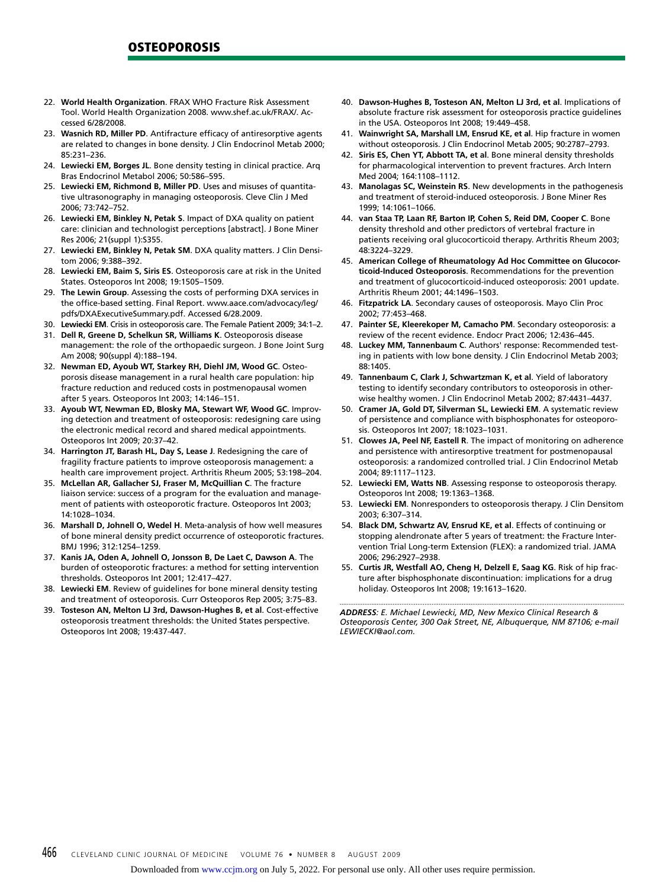22. **World Health Organization**. FRAX WHO Fracture Risk Assessment Tool. World Health Organization 2008. www.shef.ac.uk/FRAX/. Accessed 6/28/2008.
23. **Wasnich RD, Miller PD**. Antifracture efficacy of antiresorptive agents are related to changes in bone density. J Clin Endocrinol Metab 2000; 85:231–236.
24. **Lewiecki EM, Borges JL**. Bone density testing in clinical practice. Arq Bras Endocrinol Metabol 2006; 50:586–595.
25. **Lewiecki EM, Richmond B, Miller PD**. Uses and misuses of quantitative ultrasonography in managing osteoporosis. Cleve Clin J Med 2006; 73:742–752.
26. **Lewiecki EM, Binkley N, Petak S**. Impact of DXA quality on patient care: clinician and technologist perceptions [abstract]. J Bone Miner Res 2006; 21(suppl 1):S355.
27. **Lewiecki EM, Binkley N, Petak SM**. DXA quality matters. J Clin Densitom 2006; 9:388–392.
28. **Lewiecki EM, Baim S, Siris ES**. Osteoporosis care at risk in the United States. Osteoporos Int 2008; 19:1505–1509.
29. **The Lewin Group**. Assessing the costs of performing DXA services in the office-based setting. Final Report. www.aace.com/advocacy/leg/pdfs/DXAExecutiveSummary.pdf. Accessed 6/28.2009.
30. **Lewiecki EM**. Crisis in osteoporosis care. The Female Patient 2009; 34:1–2.
31. **Dell R, Greene D, Schelkun SR, Williams K**. Osteoporosis disease management: the role of the orthopaedic surgeon. J Bone Joint Surg Am 2008; 90(suppl 4):188–194.
32. **Newman ED, Ayoub WT, Starkey RH, Diehl JM, Wood GC**. Osteoporosis disease management in a rural health care population: hip fracture reduction and reduced costs in postmenopausal women after 5 years. Osteoporos Int 2003; 14:146–151.
33. **Ayoub WT, Newman ED, Blosky MA, Stewart WF, Wood GC**. Improving detection and treatment of osteoporosis: redesigning care using the electronic medical record and shared medical appointments. Osteoporos Int 2009; 20:37–42.
34. **Harrington JT, Barash HL, Day S, Lease J**. Redesigning the care of fragility fracture patients to improve osteoporosis management: a health care improvement project. Arthritis Rheum 2005; 53:198–204.
35. **McLellan AR, Gallacher SJ, Fraser M, McQuillian C**. The fracture liaison service: success of a program for the evaluation and management of patients with osteoporotic fracture. Osteoporos Int 2003; 14:1028–1034.
36. **Marshall D, Johnell O, Wedel H**. Meta-analysis of how well measures of bone mineral density predict occurrence of osteoporotic fractures. BMJ 1996; 312:1254–1259.
37. **Kanis JA, Oden A, Johnell O, Jonsson B, De Laet C, Dawson A**. The burden of osteoporotic fractures: a method for setting intervention thresholds. Osteoporos Int 2001; 12:417–427.
38. **Lewiecki EM**. Review of guidelines for bone mineral density testing and treatment of osteoporosis. Curr Osteoporos Rep 2005; 3:75–83.
39. **Tosteson AN, Melton LJ 3rd, Dawson-Hughes B, et al**. Cost-effective osteoporosis treatment thresholds: the United States perspective. Osteoporos Int 2008; 19:437-447.
40. **Dawson-Hughes B, Tosteson AN, Melton LJ 3rd, et al**. Implications of absolute fracture risk assessment for osteoporosis practice guidelines in the USA. Osteoporos Int 2008; 19:449–458.
41. **Wainwright SA, Marshall LM, Ensrud KE, et al**. Hip fracture in women without osteoporosis. J Clin Endocrinol Metab 2005; 90:2787–2793.
42. **Siris ES, Chen YT, Abbott TA, et al**. Bone mineral density thresholds for pharmacological intervention to prevent fractures. Arch Intern Med 2004; 164:1108–1112.
43. **Manolagas SC, Weinstein RS**. New developments in the pathogenesis and treatment of steroid-induced osteoporosis. J Bone Miner Res 1999; 14:1061–1066.
44. **van Staa TP, Laan RF, Barton IP, Cohen S, Reid DM, Cooper C**. Bone density threshold and other predictors of vertebral fracture in patients receiving oral glucocorticoid therapy. Arthritis Rheum 2003; 48:3224–3229.
45. **American College of Rheumatology Ad Hoc Committee on Glucocorticoid-Induced Osteoporosis**. Recommendations for the prevention and treatment of glucocorticoid-induced osteoporosis: 2001 update. Arthritis Rheum 2001; 44:1496–1503.
46. **Fitzpatrick LA**. Secondary causes of osteoporosis. Mayo Clin Proc 2002; 77:453–468.
47. **Painter SE, Kleerekoper M, Camacho PM**. Secondary osteoporosis: a review of the recent evidence. Endocr Pract 2006; 12:436–445.
48. **Luckey MM, Tannenbaum C**. Authors' response: Recommended testing in patients with low bone density. J Clin Endocrinol Metab 2003; 88:1405.
49. **Tannenbaum C, Clark J, Schwartzman K, et al**. Yield of laboratory testing to identify secondary contributors to osteoporosis in otherwise healthy women. J Clin Endocrinol Metab 2002; 87:4431–4437.
50. **Cramer JA, Gold DT, Silverman SL, Lewiecki EM**. A systematic review of persistence and compliance with bisphosphonates for osteoporosis. Osteoporos Int 2007; 18:1023–1031.
51. **Clowes JA, Peel NF, Eastell R**. The impact of monitoring on adherence and persistence with antiresorptive treatment for postmenopausal osteoporosis: a randomized controlled trial. J Clin Endocrinol Metab 2004; 89:1117–1123.
52. **Lewiecki EM, Watts NB**. Assessing response to osteoporosis therapy. Osteoporos Int 2008; 19:1363–1368.
53. **Lewiecki EM**. Nonresponders to osteoporosis therapy. J Clin Densitom 2003; 6:307–314.
54. **Black DM, Schwartz AV, Ensrud KE, et al**. Effects of continuing or stopping alendronate after 5 years of treatment: the Fracture Intervention Trial Long-term Extension (FLEX): a randomized trial. JAMA 2006; 296:2927–2938.
55. **Curtis JR, Westfall AO, Cheng H, Delzell E, Saag KG**. Risk of hip fracture after bisphosphonate discontinuation: implications for a drug holiday. Osteoporos Int 2008; 19:1613–1620.

***ADDRESS**: E. Michael Lewiecki, MD, New Mexico Clinical Research & Osteoporosis Center, 300 Oak Street, NE, Albuquerque, NM 87106; e-mail LEWIECKI@aol.com.*

Downloaded from www.ccjm.org on July 5, 2022. For personal use only. All other uses require permission.